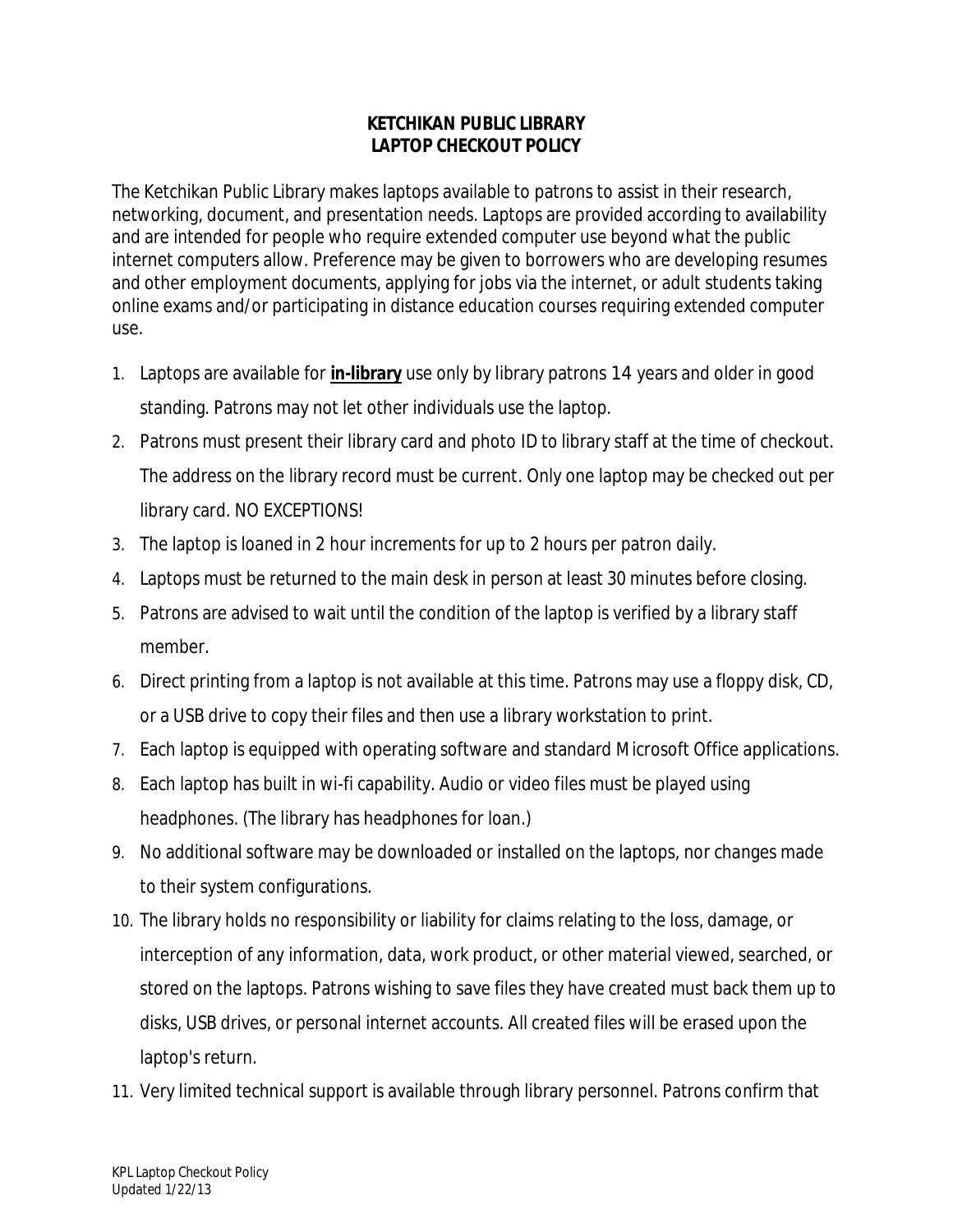# KETCHIKAN PUBLIC LIBRARY
## LAPTOP CHECKOUT POLICY

The Ketchikan Public Library makes laptops available to patrons to assist in their research, networking, document, and presentation needs. Laptops are provided according to availability and are intended for people who require extended computer use beyond what the public internet computers allow. Preference may be given to borrowers who are developing resumes and other employment documents, applying for jobs via the internet, or adult students taking online exams and/or participating in distance education courses requiring extended computer use.

1. Laptops are available for **<u>in-library</u>** use only by library patrons 14 years and older in good standing. Patrons may not let other individuals use the laptop.
2. Patrons must present their library card and photo ID to library staff at the time of checkout. The address on the library record must be current. Only one laptop may be checked out per library card. NO EXCEPTIONS!
3. The laptop is loaned in 2 hour increments for up to 2 hours per patron daily.
4. Laptops must be returned to the main desk in person at least 30 minutes before closing.
5. Patrons are advised to wait until the condition of the laptop is verified by a library staff member.
6. Direct printing from a laptop is not available at this time. Patrons may use a floppy disk, CD, or a USB drive to copy their files and then use a library workstation to print.
7. Each laptop is equipped with operating software and standard Microsoft Office applications.
8. Each laptop has built in wi-fi capability. Audio or video files must be played using headphones. (The library has headphones for loan.)
9. No additional software may be downloaded or installed on the laptops, nor changes made to their system configurations.
10. The library holds no responsibility or liability for claims relating to the loss, damage, or interception of any information, data, work product, or other material viewed, searched, or stored on the laptops. Patrons wishing to save files they have created must back them up to disks, USB drives, or personal internet accounts. All created files will be erased upon the laptop's return.
11. Very limited technical support is available through library personnel. Patrons confirm that

KPL Laptop Checkout Policy
Updated 1/22/13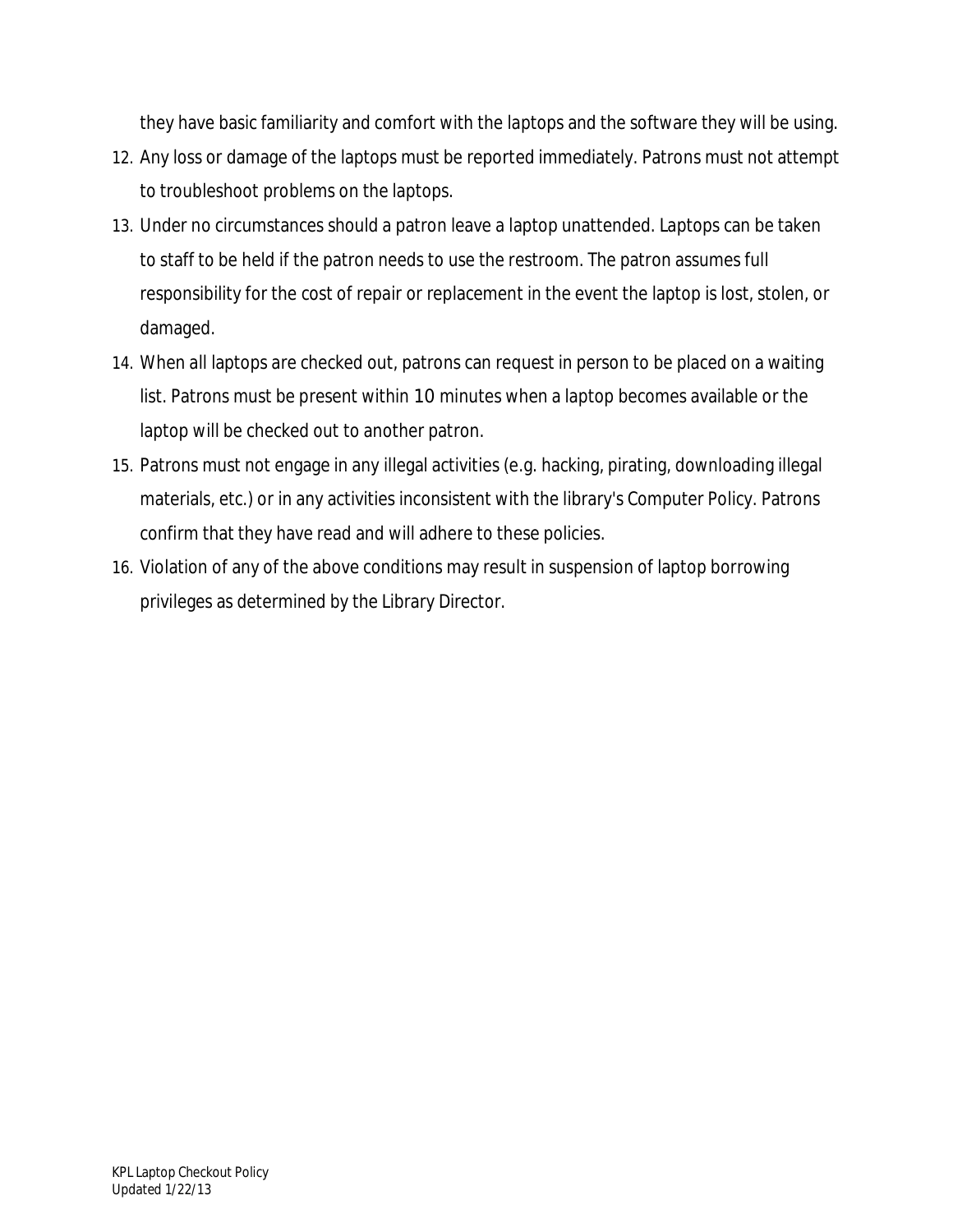they have basic familiarity and comfort with the laptops and the software they will be using.

12. Any loss or damage of the laptops must be reported immediately. Patrons must not attempt to troubleshoot problems on the laptops.
13. Under no circumstances should a patron leave a laptop unattended. Laptops can be taken to staff to be held if the patron needs to use the restroom. The patron assumes full responsibility for the cost of repair or replacement in the event the laptop is lost, stolen, or damaged.
14. When all laptops are checked out, patrons can request in person to be placed on a waiting list. Patrons must be present within 10 minutes when a laptop becomes available or the laptop will be checked out to another patron.
15. Patrons must not engage in any illegal activities (e.g. hacking, pirating, downloading illegal materials, etc.) or in any activities inconsistent with the library's Computer Policy. Patrons confirm that they have read and will adhere to these policies.
16. Violation of any of the above conditions may result in suspension of laptop borrowing privileges as determined by the Library Director.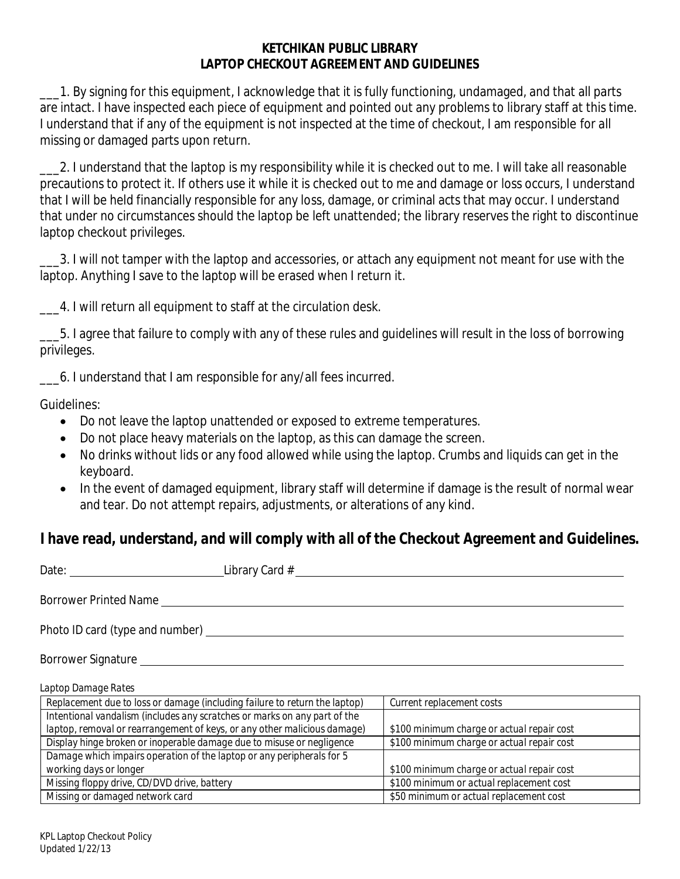# KETCHIKAN PUBLIC LIBRARY
## LAPTOP CHECKOUT AGREEMENT AND GUIDELINES

___1. By signing for this equipment, I acknowledge that it is fully functioning, undamaged, and that all parts are intact. I have inspected each piece of equipment and pointed out any problems to library staff at this time. I understand that if any of the equipment is not inspected at the time of checkout, I am responsible for all missing or damaged parts upon return.

___2. I understand that the laptop is my responsibility while it is checked out to me. I will take all reasonable precautions to protect it. If others use it while it is checked out to me and damage or loss occurs, I understand that I will be held financially responsible for any loss, damage, or criminal acts that may occur. I understand that under no circumstances should the laptop be left unattended; the library reserves the right to discontinue laptop checkout privileges.

___3. I will not tamper with the laptop and accessories, or attach any equipment not meant for use with the laptop. Anything I save to the laptop will be erased when I return it.

___4. I will return all equipment to staff at the circulation desk.

___5. I agree that failure to comply with any of these rules and guidelines will result in the loss of borrowing privileges.

___6. I understand that I am responsible for any/all fees incurred.

Guidelines:

- Do not leave the laptop unattended or exposed to extreme temperatures.
- Do not place heavy materials on the laptop, as this can damage the screen.
- No drinks without lids or any food allowed while using the laptop. Crumbs and liquids can get in the keyboard.
- In the event of damaged equipment, library staff will determine if damage is the result of normal wear and tear. Do not attempt repairs, adjustments, or alterations of any kind.

**I have read, understand, and will comply with all of the Checkout Agreement and Guidelines.**

Date: ____________________ Library Card # ____________________________________________

Borrower Printed Name ____________________________________________________________

Photo ID card (type and number) ____________________________________________________

Borrower Signature ________________________________________________________________

*Laptop Damage Rates*

| | |
|---|---|
| Replacement due to loss or damage (including failure to return the laptop) | Current replacement costs |
| Intentional vandalism (includes any scratches or marks on any part of the laptop, removal or rearrangement of keys, or any other malicious damage) | $100 minimum charge or actual repair cost |
| Display hinge broken or inoperable damage due to misuse or negligence | $100 minimum charge or actual repair cost |
| Damage which impairs operation of the laptop or any peripherals for 5 working days or longer | $100 minimum charge or actual repair cost |
| Missing floppy drive, CD/DVD drive, battery | $100 minimum or actual replacement cost |
| Missing or damaged network card | $50 minimum or actual replacement cost |

KPL Laptop Checkout Policy
Updated 1/22/13